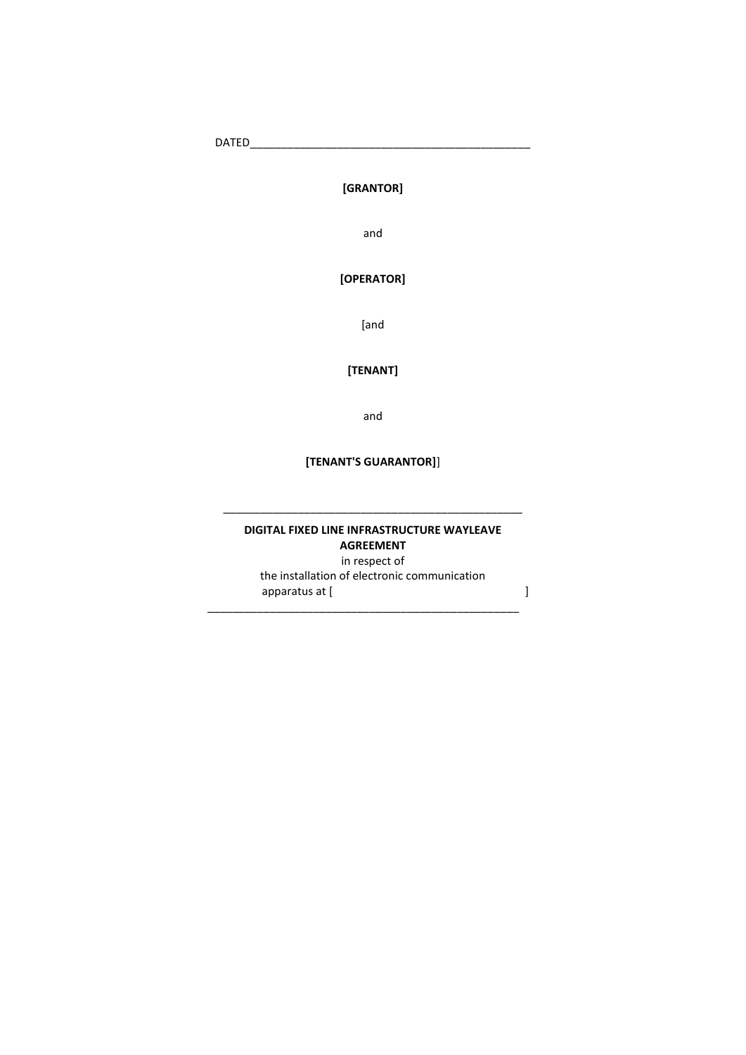DATED_______________________________________________

**[GRANTOR]**

and

**[OPERATOR]**

[and

**[TENANT]**

and

**[TENANT'S GUARANTOR]**]

---

**DIGITAL FIXED LINE INFRASTRUCTURE WAYLEAVE AGREEMENT**

in respect of

the installation of electronic communication apparatus at [ ]

---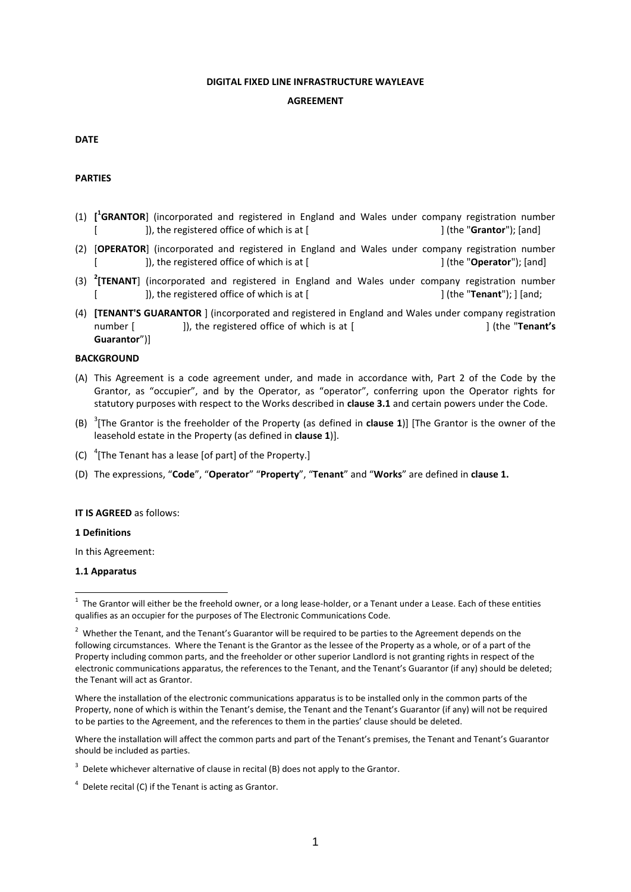**DIGITAL FIXED LINE INFRASTRUCTURE WAYLEAVE**

**AGREEMENT**

**DATE**

**PARTIES**

(1) **[[1]GRANTOR**] (incorporated and registered in England and Wales under company registration number [ ]), the registered office of which is at [ ] (the "**Grantor**"); [and]

(2) [**OPERATOR**] (incorporated and registered in England and Wales under company registration number [ ]), the registered office of which is at [ ] (the "**Operator**"); [and]

(3) [2]**[TENANT**] (incorporated and registered in England and Wales under company registration number [ ]), the registered office of which is at [ ] (the "**Tenant**"); ] [and;

(4) **[TENANT'S GUARANTOR** ] (incorporated and registered in England and Wales under company registration number [ ]), the registered office of which is at [ ] (the "**Tenant's Guarantor**")]

**BACKGROUND**

(A) This Agreement is a code agreement under, and made in accordance with, Part 2 of the Code by the Grantor, as "occupier", and by the Operator, as "operator", conferring upon the Operator rights for statutory purposes with respect to the Works described in **clause 3.1** and certain powers under the Code.

(B) [3][The Grantor is the freeholder of the Property (as defined in **clause 1**)] [The Grantor is the owner of the leasehold estate in the Property (as defined in **clause 1**)].

(C) [4][The Tenant has a lease [of part] of the Property.]

(D) The expressions, "**Code**", "**Operator**" "**Property**", "**Tenant**" and "**Works**" are defined in **clause 1.**

**IT IS AGREED** as follows:

**1 Definitions**

In this Agreement:

**1.1 Apparatus**

---

[1] The Grantor will either be the freehold owner, or a long lease-holder, or a Tenant under a Lease. Each of these entities qualifies as an occupier for the purposes of The Electronic Communications Code.

[2] Whether the Tenant, and the Tenant's Guarantor will be required to be parties to the Agreement depends on the following circumstances. Where the Tenant is the Grantor as the lessee of the Property as a whole, or of a part of the Property including common parts, and the freeholder or other superior Landlord is not granting rights in respect of the electronic communications apparatus, the references to the Tenant, and the Tenant's Guarantor (if any) should be deleted; the Tenant will act as Grantor.

Where the installation of the electronic communications apparatus is to be installed only in the common parts of the Property, none of which is within the Tenant's demise, the Tenant and the Tenant's Guarantor (if any) will not be required to be parties to the Agreement, and the references to them in the parties' clause should be deleted.

Where the installation will affect the common parts and part of the Tenant's premises, the Tenant and Tenant's Guarantor should be included as parties.

[3] Delete whichever alternative of clause in recital (B) does not apply to the Grantor.

[4] Delete recital (C) if the Tenant is acting as Grantor.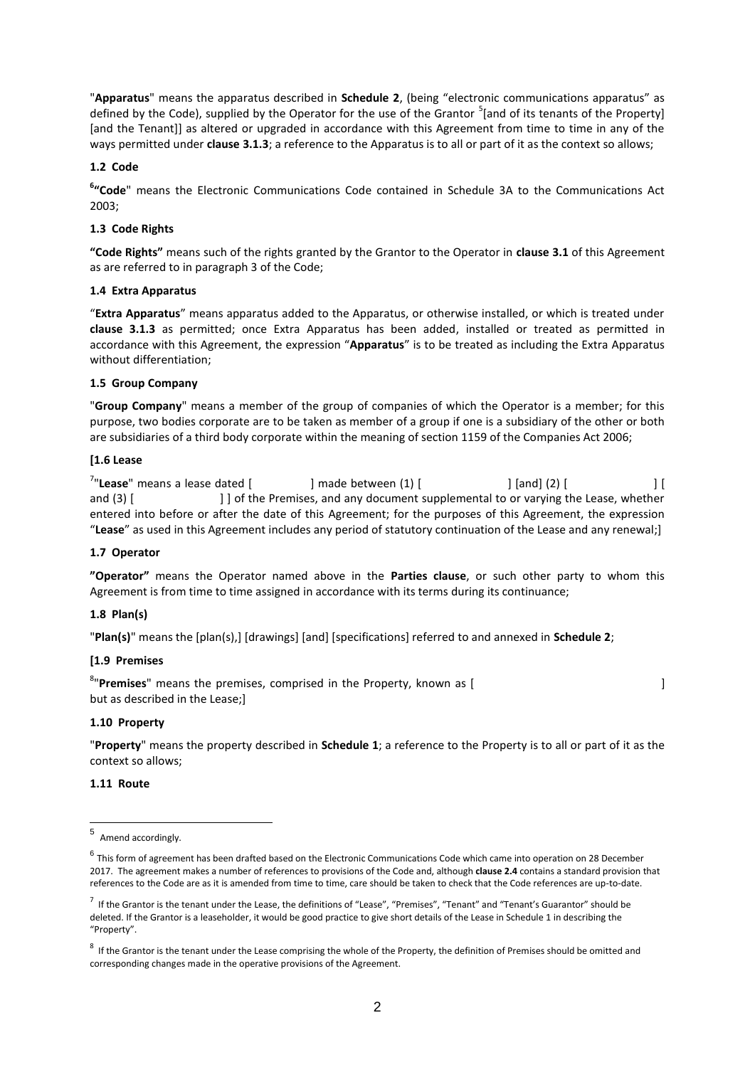"**Apparatus**" means the apparatus described in **Schedule 2**, (being "electronic communications apparatus" as defined by the Code), supplied by the Operator for the use of the Grantor [5][and of its tenants of the Property] [and the Tenant]] as altered or upgraded in accordance with this Agreement from time to time in any of the ways permitted under **clause 3.1.3**; a reference to the Apparatus is to all or part of it as the context so allows;

**1.2 Code**

[6]**"Code**" means the Electronic Communications Code contained in Schedule 3A to the Communications Act 2003;

**1.3 Code Rights**

**"Code Rights"** means such of the rights granted by the Grantor to the Operator in **clause 3.1** of this Agreement as are referred to in paragraph 3 of the Code;

**1.4 Extra Apparatus**

"**Extra Apparatus**" means apparatus added to the Apparatus, or otherwise installed, or which is treated under **clause 3.1.3** as permitted; once Extra Apparatus has been added, installed or treated as permitted in accordance with this Agreement, the expression "**Apparatus**" is to be treated as including the Extra Apparatus without differentiation;

**1.5 Group Company**

"**Group Company**" means a member of the group of companies of which the Operator is a member; for this purpose, two bodies corporate are to be taken as member of a group if one is a subsidiary of the other or both are subsidiaries of a third body corporate within the meaning of section 1159 of the Companies Act 2006;

**[1.6 Lease**

[7]"**Lease**" means a lease dated [ ] made between (1) [ ] [and] (2) [ ] [ and (3) [ ] ] of the Premises, and any document supplemental to or varying the Lease, whether entered into before or after the date of this Agreement; for the purposes of this Agreement, the expression "**Lease**" as used in this Agreement includes any period of statutory continuation of the Lease and any renewal;]

**1.7 Operator**

**"Operator"** means the Operator named above in the **Parties clause**, or such other party to whom this Agreement is from time to time assigned in accordance with its terms during its continuance;

**1.8 Plan(s)**

"**Plan(s)**" means the [plan(s),] [drawings] [and] [specifications] referred to and annexed in **Schedule 2**;

**[1.9 Premises**

[8]"**Premises**" means the premises, comprised in the Property, known as [ ] but as described in the Lease;]

**1.10 Property**

"**Property**" means the property described in **Schedule 1**; a reference to the Property is to all or part of it as the context so allows;

**1.11 Route**

---

[5] Amend accordingly.

[6] This form of agreement has been drafted based on the Electronic Communications Code which came into operation on 28 December 2017. The agreement makes a number of references to provisions of the Code and, although **clause 2.4** contains a standard provision that references to the Code are as it is amended from time to time, care should be taken to check that the Code references are up-to-date.

[7] If the Grantor is the tenant under the Lease, the definitions of "Lease", "Premises", "Tenant" and "Tenant's Guarantor" should be deleted. If the Grantor is a leaseholder, it would be good practice to give short details of the Lease in Schedule 1 in describing the "Property".

[8] If the Grantor is the tenant under the Lease comprising the whole of the Property, the definition of Premises should be omitted and corresponding changes made in the operative provisions of the Agreement.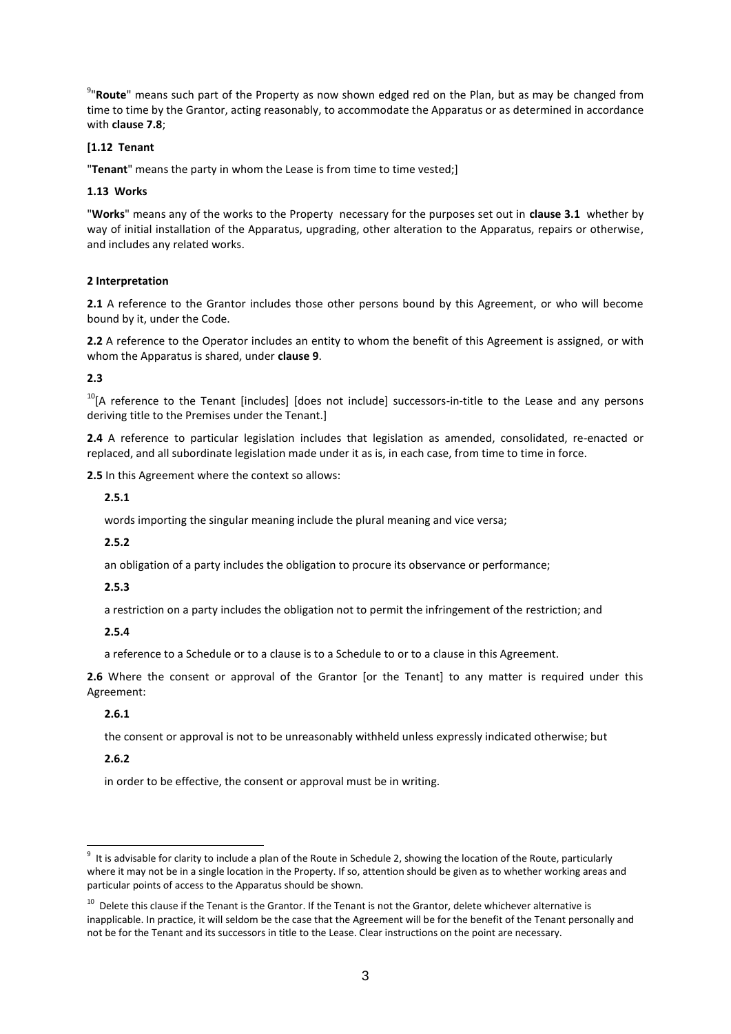[9]"**Route**" means such part of the Property as now shown edged red on the Plan, but as may be changed from time to time by the Grantor, acting reasonably, to accommodate the Apparatus or as determined in accordance with **clause 7.8**;

**[1.12 Tenant**

"**Tenant**" means the party in whom the Lease is from time to time vested;]

**1.13 Works**

"**Works**" means any of the works to the Property necessary for the purposes set out in **clause 3.1** whether by way of initial installation of the Apparatus, upgrading, other alteration to the Apparatus, repairs or otherwise, and includes any related works.

**2 Interpretation**

**2.1** A reference to the Grantor includes those other persons bound by this Agreement, or who will become bound by it, under the Code.

**2.2** A reference to the Operator includes an entity to whom the benefit of this Agreement is assigned, or with whom the Apparatus is shared, under **clause 9**.

**2.3**

[10][A reference to the Tenant [includes] [does not include] successors-in-title to the Lease and any persons deriving title to the Premises under the Tenant.]

**2.4** A reference to particular legislation includes that legislation as amended, consolidated, re-enacted or replaced, and all subordinate legislation made under it as is, in each case, from time to time in force.

**2.5** In this Agreement where the context so allows:

**2.5.1**

words importing the singular meaning include the plural meaning and vice versa;

**2.5.2**

an obligation of a party includes the obligation to procure its observance or performance;

**2.5.3**

a restriction on a party includes the obligation not to permit the infringement of the restriction; and

**2.5.4**

a reference to a Schedule or to a clause is to a Schedule to or to a clause in this Agreement.

**2.6** Where the consent or approval of the Grantor [or the Tenant] to any matter is required under this Agreement:

**2.6.1**

the consent or approval is not to be unreasonably withheld unless expressly indicated otherwise; but

**2.6.2**

in order to be effective, the consent or approval must be in writing.

---

[9] It is advisable for clarity to include a plan of the Route in Schedule 2, showing the location of the Route, particularly where it may not be in a single location in the Property. If so, attention should be given as to whether working areas and particular points of access to the Apparatus should be shown.

[10] Delete this clause if the Tenant is the Grantor. If the Tenant is not the Grantor, delete whichever alternative is inapplicable. In practice, it will seldom be the case that the Agreement will be for the benefit of the Tenant personally and not be for the Tenant and its successors in title to the Lease. Clear instructions on the point are necessary.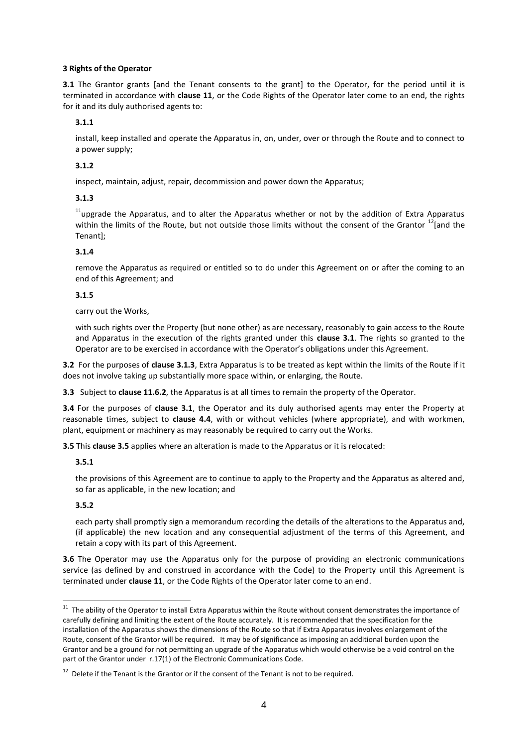**3 Rights of the Operator**

**3.1** The Grantor grants [and the Tenant consents to the grant] to the Operator, for the period until it is terminated in accordance with **clause 11**, or the Code Rights of the Operator later come to an end, the rights for it and its duly authorised agents to:

**3.1.1**

install, keep installed and operate the Apparatus in, on, under, over or through the Route and to connect to a power supply;

**3.1.2**

inspect, maintain, adjust, repair, decommission and power down the Apparatus;

**3.1.3**

[11]upgrade the Apparatus, and to alter the Apparatus whether or not by the addition of Extra Apparatus within the limits of the Route, but not outside those limits without the consent of the Grantor [12][and the Tenant];

**3.1.4**

remove the Apparatus as required or entitled so to do under this Agreement on or after the coming to an end of this Agreement; and

**3.1.5**

carry out the Works,

with such rights over the Property (but none other) as are necessary, reasonably to gain access to the Route and Apparatus in the execution of the rights granted under this **clause 3.1**. The rights so granted to the Operator are to be exercised in accordance with the Operator's obligations under this Agreement.

**3.2** For the purposes of **clause 3.1.3**, Extra Apparatus is to be treated as kept within the limits of the Route if it does not involve taking up substantially more space within, or enlarging, the Route.

**3.3** Subject to **clause 11.6.2**, the Apparatus is at all times to remain the property of the Operator.

**3.4** For the purposes of **clause 3.1**, the Operator and its duly authorised agents may enter the Property at reasonable times, subject to **clause 4.4**, with or without vehicles (where appropriate), and with workmen, plant, equipment or machinery as may reasonably be required to carry out the Works.

**3.5** This **clause 3.5** applies where an alteration is made to the Apparatus or it is relocated:

**3.5.1**

the provisions of this Agreement are to continue to apply to the Property and the Apparatus as altered and, so far as applicable, in the new location; and

**3.5.2**

each party shall promptly sign a memorandum recording the details of the alterations to the Apparatus and, (if applicable) the new location and any consequential adjustment of the terms of this Agreement, and retain a copy with its part of this Agreement.

**3.6** The Operator may use the Apparatus only for the purpose of providing an electronic communications service (as defined by and construed in accordance with the Code) to the Property until this Agreement is terminated under **clause 11**, or the Code Rights of the Operator later come to an end.

---

[11] The ability of the Operator to install Extra Apparatus within the Route without consent demonstrates the importance of carefully defining and limiting the extent of the Route accurately. It is recommended that the specification for the installation of the Apparatus shows the dimensions of the Route so that if Extra Apparatus involves enlargement of the Route, consent of the Grantor will be required. It may be of significance as imposing an additional burden upon the Grantor and be a ground for not permitting an upgrade of the Apparatus which would otherwise be a void control on the part of the Grantor under r.17(1) of the Electronic Communications Code.

[12] Delete if the Tenant is the Grantor or if the consent of the Tenant is not to be required.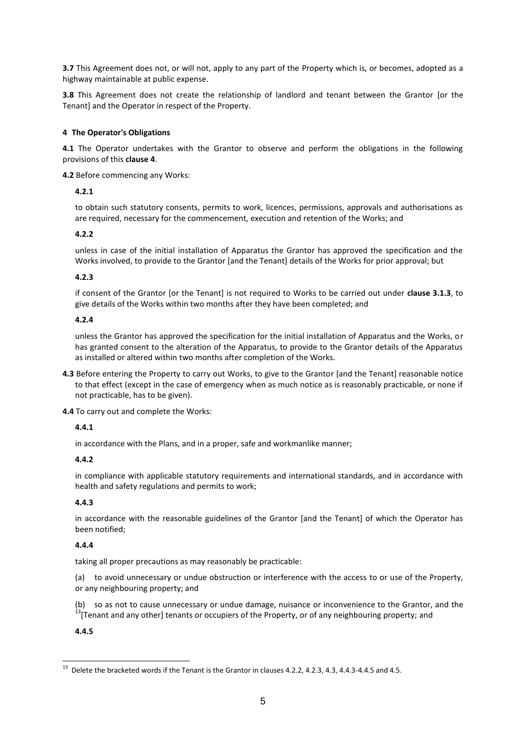**3.7** This Agreement does not, or will not, apply to any part of the Property which is, or becomes, adopted as a highway maintainable at public expense.

**3.8** This Agreement does not create the relationship of landlord and tenant between the Grantor [or the Tenant] and the Operator in respect of the Property.

**4 The Operator's Obligations**

**4.1** The Operator undertakes with the Grantor to observe and perform the obligations in the following provisions of this **clause 4**.

**4.2** Before commencing any Works:

**4.2.1**

to obtain such statutory consents, permits to work, licences, permissions, approvals and authorisations as are required, necessary for the commencement, execution and retention of the Works; and

**4.2.2**

unless in case of the initial installation of Apparatus the Grantor has approved the specification and the Works involved, to provide to the Grantor [and the Tenant] details of the Works for prior approval; but

**4.2.3**

if consent of the Grantor [or the Tenant] is not required to Works to be carried out under **clause 3.1.3**, to give details of the Works within two months after they have been completed; and

**4.2.4**

unless the Grantor has approved the specification for the initial installation of Apparatus and the Works, or has granted consent to the alteration of the Apparatus, to provide to the Grantor details of the Apparatus as installed or altered within two months after completion of the Works.

**4.3** Before entering the Property to carry out Works, to give to the Grantor [and the Tenant] reasonable notice to that effect (except in the case of emergency when as much notice as is reasonably practicable, or none if not practicable, has to be given).

**4.4** To carry out and complete the Works:

**4.4.1**

in accordance with the Plans, and in a proper, safe and workmanlike manner;

**4.4.2**

in compliance with applicable statutory requirements and international standards, and in accordance with health and safety regulations and permits to work;

**4.4.3**

in accordance with the reasonable guidelines of the Grantor [and the Tenant] of which the Operator has been notified;

**4.4.4**

taking all proper precautions as may reasonably be practicable:

(a) to avoid unnecessary or undue obstruction or interference with the access to or use of the Property, or any neighbouring property; and

(b) so as not to cause unnecessary or undue damage, nuisance or inconvenience to the Grantor, and the [13][Tenant and any other] tenants or occupiers of the Property, or of any neighbouring property; and

**4.4.5**

[13] Delete the bracketed words if the Tenant is the Grantor in clauses 4.2.2, 4.2.3, 4.3, 4.4.3-4.4.5 and 4.5.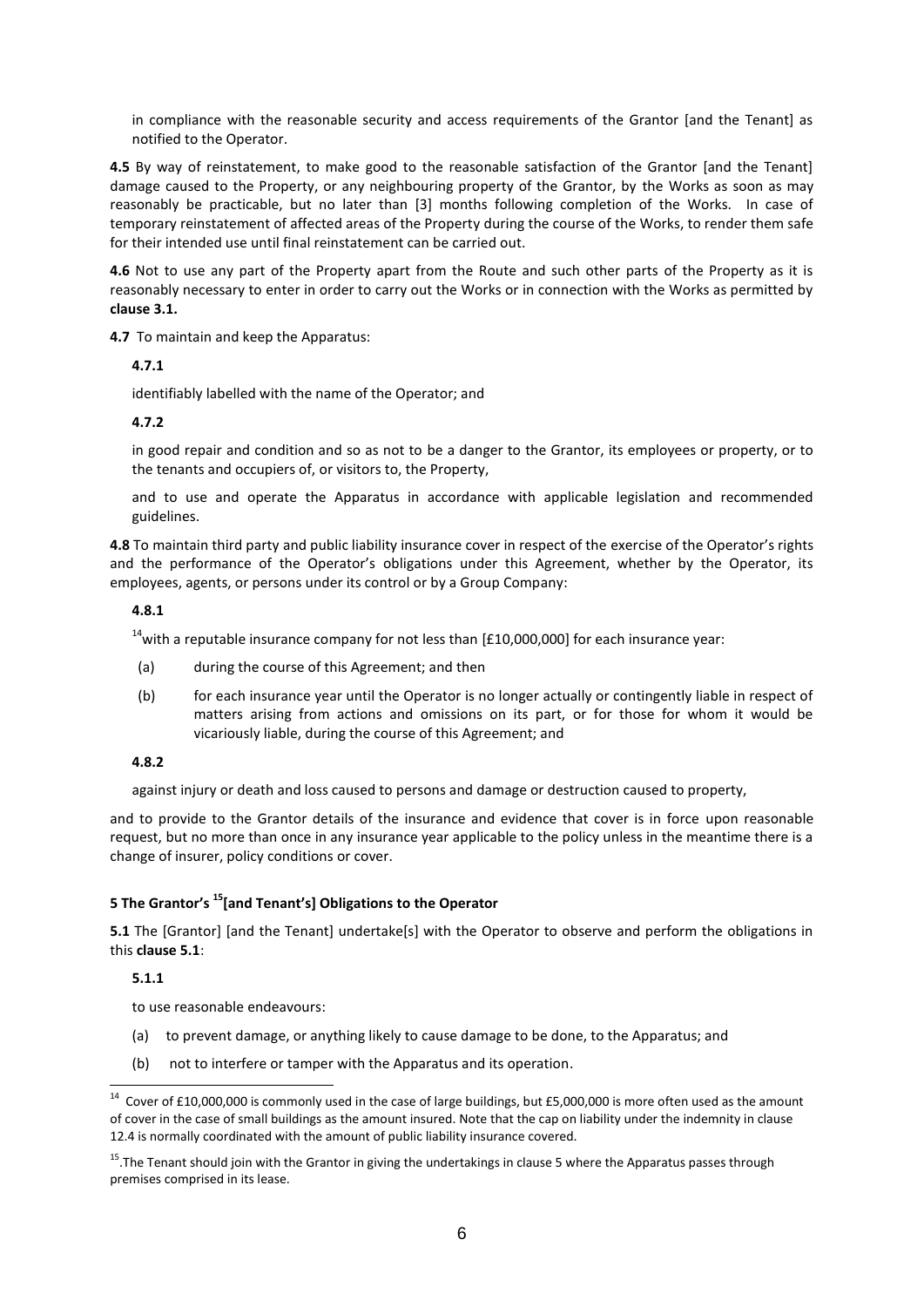in compliance with the reasonable security and access requirements of the Grantor [and the Tenant] as notified to the Operator.

**4.5** By way of reinstatement, to make good to the reasonable satisfaction of the Grantor [and the Tenant] damage caused to the Property, or any neighbouring property of the Grantor, by the Works as soon as may reasonably be practicable, but no later than [3] months following completion of the Works. In case of temporary reinstatement of affected areas of the Property during the course of the Works, to render them safe for their intended use until final reinstatement can be carried out.

**4.6** Not to use any part of the Property apart from the Route and such other parts of the Property as it is reasonably necessary to enter in order to carry out the Works or in connection with the Works as permitted by **clause 3.1.**

**4.7** To maintain and keep the Apparatus:

**4.7.1**

identifiably labelled with the name of the Operator; and

**4.7.2**

in good repair and condition and so as not to be a danger to the Grantor, its employees or property, or to the tenants and occupiers of, or visitors to, the Property,

and to use and operate the Apparatus in accordance with applicable legislation and recommended guidelines.

**4.8** To maintain third party and public liability insurance cover in respect of the exercise of the Operator's rights and the performance of the Operator's obligations under this Agreement, whether by the Operator, its employees, agents, or persons under its control or by a Group Company:

**4.8.1**

[14]with a reputable insurance company for not less than [£10,000,000] for each insurance year:

(a) during the course of this Agreement; and then

(b) for each insurance year until the Operator is no longer actually or contingently liable in respect of matters arising from actions and omissions on its part, or for those for whom it would be vicariously liable, during the course of this Agreement; and

**4.8.2**

against injury or death and loss caused to persons and damage or destruction caused to property,

and to provide to the Grantor details of the insurance and evidence that cover is in force upon reasonable request, but no more than once in any insurance year applicable to the policy unless in the meantime there is a change of insurer, policy conditions or cover.

## 5 The Grantor's [15][and Tenant's] Obligations to the Operator

**5.1** The [Grantor] [and the Tenant] undertake[s] with the Operator to observe and perform the obligations in this **clause 5.1**:

**5.1.1**

to use reasonable endeavours:

(a) to prevent damage, or anything likely to cause damage to be done, to the Apparatus; and

(b) not to interfere or tamper with the Apparatus and its operation.

---

[14] Cover of £10,000,000 is commonly used in the case of large buildings, but £5,000,000 is more often used as the amount of cover in the case of small buildings as the amount insured. Note that the cap on liability under the indemnity in clause 12.4 is normally coordinated with the amount of public liability insurance covered.

[15] .The Tenant should join with the Grantor in giving the undertakings in clause 5 where the Apparatus passes through premises comprised in its lease.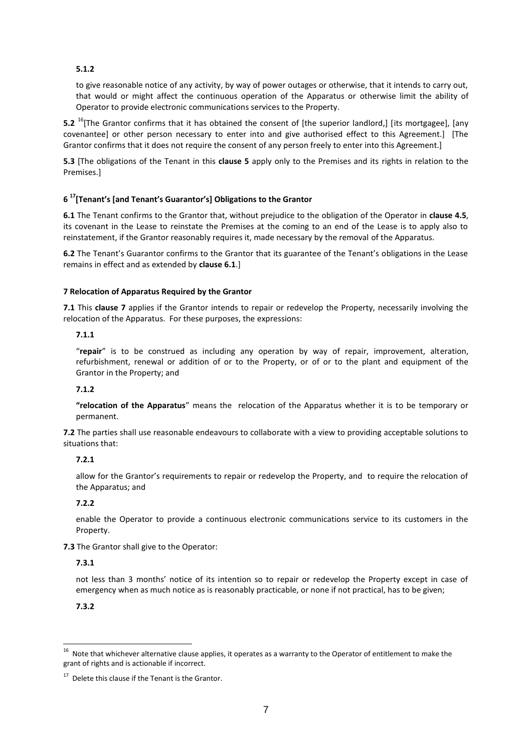**5.1.2**

to give reasonable notice of any activity, by way of power outages or otherwise, that it intends to carry out, that would or might affect the continuous operation of the Apparatus or otherwise limit the ability of Operator to provide electronic communications services to the Property.

**5.2** [16][The Grantor confirms that it has obtained the consent of [the superior landlord,] [its mortgagee], [any covenantee] or other person necessary to enter into and give authorised effect to this Agreement.] [The Grantor confirms that it does not require the consent of any person freely to enter into this Agreement.]

**5.3** [The obligations of the Tenant in this **clause 5** apply only to the Premises and its rights in relation to the Premises.]

**6** [17]**[Tenant's [and Tenant's Guarantor's] Obligations to the Grantor**

**6.1** The Tenant confirms to the Grantor that, without prejudice to the obligation of the Operator in **clause 4.5**, its covenant in the Lease to reinstate the Premises at the coming to an end of the Lease is to apply also to reinstatement, if the Grantor reasonably requires it, made necessary by the removal of the Apparatus.

**6.2** The Tenant's Guarantor confirms to the Grantor that its guarantee of the Tenant's obligations in the Lease remains in effect and as extended by **clause 6.1**.]

**7 Relocation of Apparatus Required by the Grantor**

**7.1** This **clause 7** applies if the Grantor intends to repair or redevelop the Property, necessarily involving the relocation of the Apparatus. For these purposes, the expressions:

**7.1.1**

"**repair**" is to be construed as including any operation by way of repair, improvement, alteration, refurbishment, renewal or addition of or to the Property, or of or to the plant and equipment of the Grantor in the Property; and

**7.1.2**

**"relocation of the Apparatus**" means the relocation of the Apparatus whether it is to be temporary or permanent.

**7.2** The parties shall use reasonable endeavours to collaborate with a view to providing acceptable solutions to situations that:

**7.2.1**

allow for the Grantor's requirements to repair or redevelop the Property, and to require the relocation of the Apparatus; and

**7.2.2**

enable the Operator to provide a continuous electronic communications service to its customers in the Property.

**7.3** The Grantor shall give to the Operator:

**7.3.1**

not less than 3 months' notice of its intention so to repair or redevelop the Property except in case of emergency when as much notice as is reasonably practicable, or none if not practical, has to be given;

**7.3.2**

---

[16] Note that whichever alternative clause applies, it operates as a warranty to the Operator of entitlement to make the grant of rights and is actionable if incorrect.

[17] Delete this clause if the Tenant is the Grantor.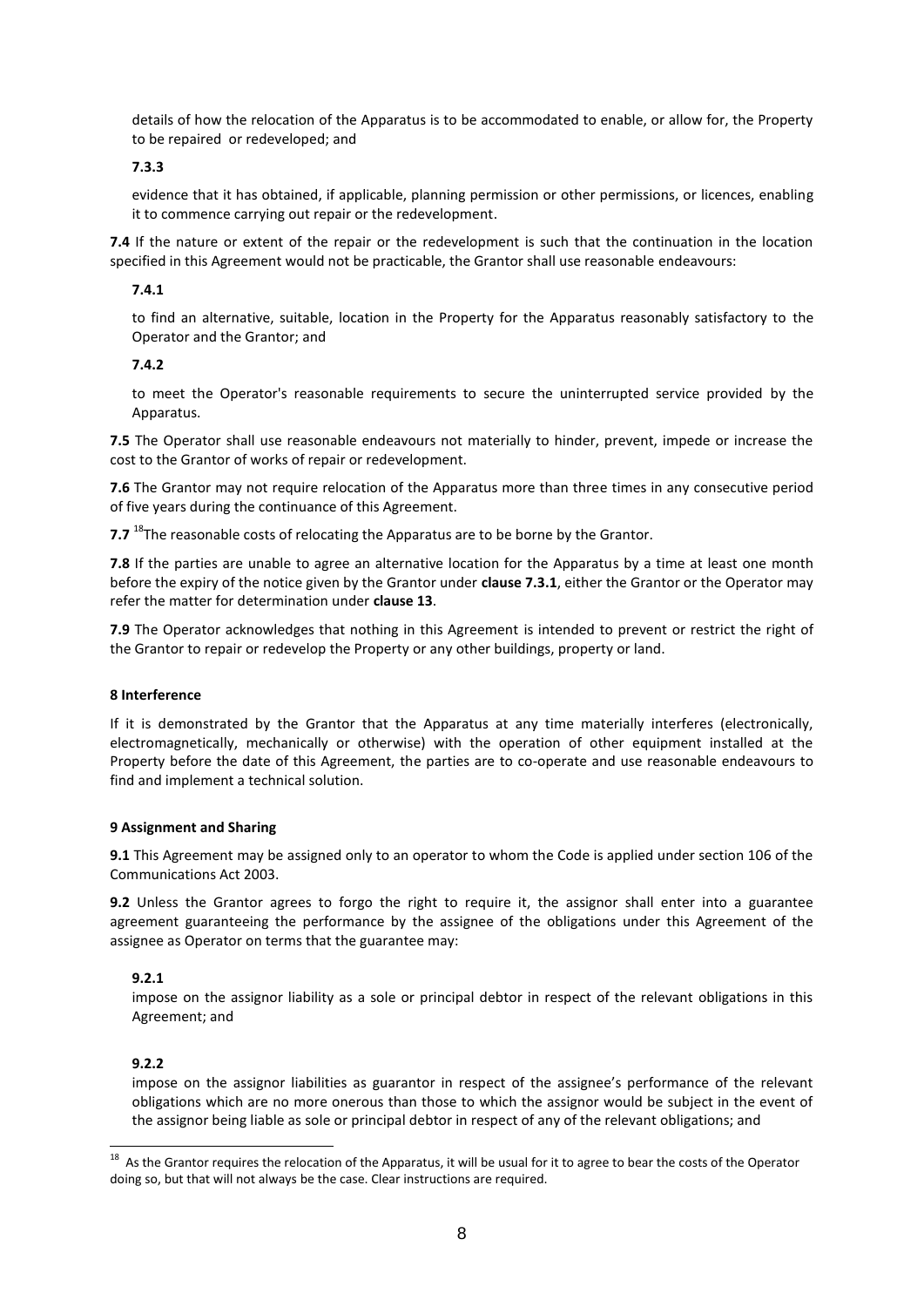details of how the relocation of the Apparatus is to be accommodated to enable, or allow for, the Property to be repaired or redeveloped; and

**7.3.3**

evidence that it has obtained, if applicable, planning permission or other permissions, or licences, enabling it to commence carrying out repair or the redevelopment.

**7.4** If the nature or extent of the repair or the redevelopment is such that the continuation in the location specified in this Agreement would not be practicable, the Grantor shall use reasonable endeavours:

**7.4.1**

to find an alternative, suitable, location in the Property for the Apparatus reasonably satisfactory to the Operator and the Grantor; and

**7.4.2**

to meet the Operator's reasonable requirements to secure the uninterrupted service provided by the Apparatus.

**7.5** The Operator shall use reasonable endeavours not materially to hinder, prevent, impede or increase the cost to the Grantor of works of repair or redevelopment.

**7.6** The Grantor may not require relocation of the Apparatus more than three times in any consecutive period of five years during the continuance of this Agreement.

**7.7** [18]The reasonable costs of relocating the Apparatus are to be borne by the Grantor.

**7.8** If the parties are unable to agree an alternative location for the Apparatus by a time at least one month before the expiry of the notice given by the Grantor under **clause 7.3.1**, either the Grantor or the Operator may refer the matter for determination under **clause 13**.

**7.9** The Operator acknowledges that nothing in this Agreement is intended to prevent or restrict the right of the Grantor to repair or redevelop the Property or any other buildings, property or land.

**8 Interference**

If it is demonstrated by the Grantor that the Apparatus at any time materially interferes (electronically, electromagnetically, mechanically or otherwise) with the operation of other equipment installed at the Property before the date of this Agreement, the parties are to co-operate and use reasonable endeavours to find and implement a technical solution.

**9 Assignment and Sharing**

**9.1** This Agreement may be assigned only to an operator to whom the Code is applied under section 106 of the Communications Act 2003.

**9.2** Unless the Grantor agrees to forgo the right to require it, the assignor shall enter into a guarantee agreement guaranteeing the performance by the assignee of the obligations under this Agreement of the assignee as Operator on terms that the guarantee may:

**9.2.1**

impose on the assignor liability as a sole or principal debtor in respect of the relevant obligations in this Agreement; and

**9.2.2**

impose on the assignor liabilities as guarantor in respect of the assignee's performance of the relevant obligations which are no more onerous than those to which the assignor would be subject in the event of the assignor being liable as sole or principal debtor in respect of any of the relevant obligations; and

---

[18] As the Grantor requires the relocation of the Apparatus, it will be usual for it to agree to bear the costs of the Operator doing so, but that will not always be the case. Clear instructions are required.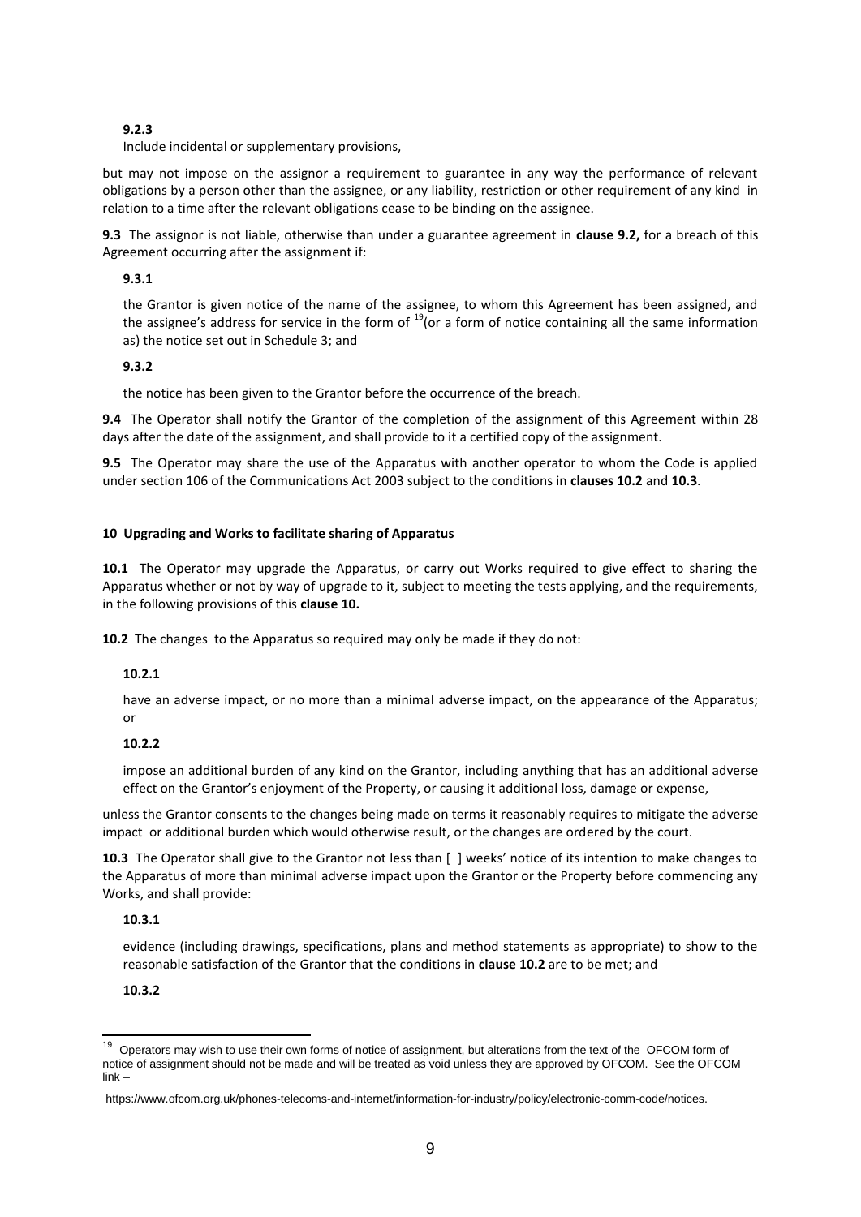**9.2.3**

Include incidental or supplementary provisions,

but may not impose on the assignor a requirement to guarantee in any way the performance of relevant obligations by a person other than the assignee, or any liability, restriction or other requirement of any kind in relation to a time after the relevant obligations cease to be binding on the assignee.

**9.3** The assignor is not liable, otherwise than under a guarantee agreement in **clause 9.2,** for a breach of this Agreement occurring after the assignment if:

**9.3.1**

the Grantor is given notice of the name of the assignee, to whom this Agreement has been assigned, and the assignee's address for service in the form of [19](or a form of notice containing all the same information as) the notice set out in Schedule 3; and

**9.3.2**

the notice has been given to the Grantor before the occurrence of the breach.

**9.4** The Operator shall notify the Grantor of the completion of the assignment of this Agreement within 28 days after the date of the assignment, and shall provide to it a certified copy of the assignment.

**9.5** The Operator may share the use of the Apparatus with another operator to whom the Code is applied under section 106 of the Communications Act 2003 subject to the conditions in **clauses 10.2** and **10.3**.

**10 Upgrading and Works to facilitate sharing of Apparatus**

**10.1** The Operator may upgrade the Apparatus, or carry out Works required to give effect to sharing the Apparatus whether or not by way of upgrade to it, subject to meeting the tests applying, and the requirements, in the following provisions of this **clause 10.**

**10.2** The changes to the Apparatus so required may only be made if they do not:

**10.2.1**

have an adverse impact, or no more than a minimal adverse impact, on the appearance of the Apparatus; or

**10.2.2**

impose an additional burden of any kind on the Grantor, including anything that has an additional adverse effect on the Grantor's enjoyment of the Property, or causing it additional loss, damage or expense,

unless the Grantor consents to the changes being made on terms it reasonably requires to mitigate the adverse impact or additional burden which would otherwise result, or the changes are ordered by the court.

**10.3** The Operator shall give to the Grantor not less than [ ] weeks' notice of its intention to make changes to the Apparatus of more than minimal adverse impact upon the Grantor or the Property before commencing any Works, and shall provide:

**10.3.1**

evidence (including drawings, specifications, plans and method statements as appropriate) to show to the reasonable satisfaction of the Grantor that the conditions in **clause 10.2** are to be met; and

**10.3.2**

---

[19] Operators may wish to use their own forms of notice of assignment, but alterations from the text of the OFCOM form of notice of assignment should not be made and will be treated as void unless they are approved by OFCOM. See the OFCOM link –

https://www.ofcom.org.uk/phones-telecoms-and-internet/information-for-industry/policy/electronic-comm-code/notices.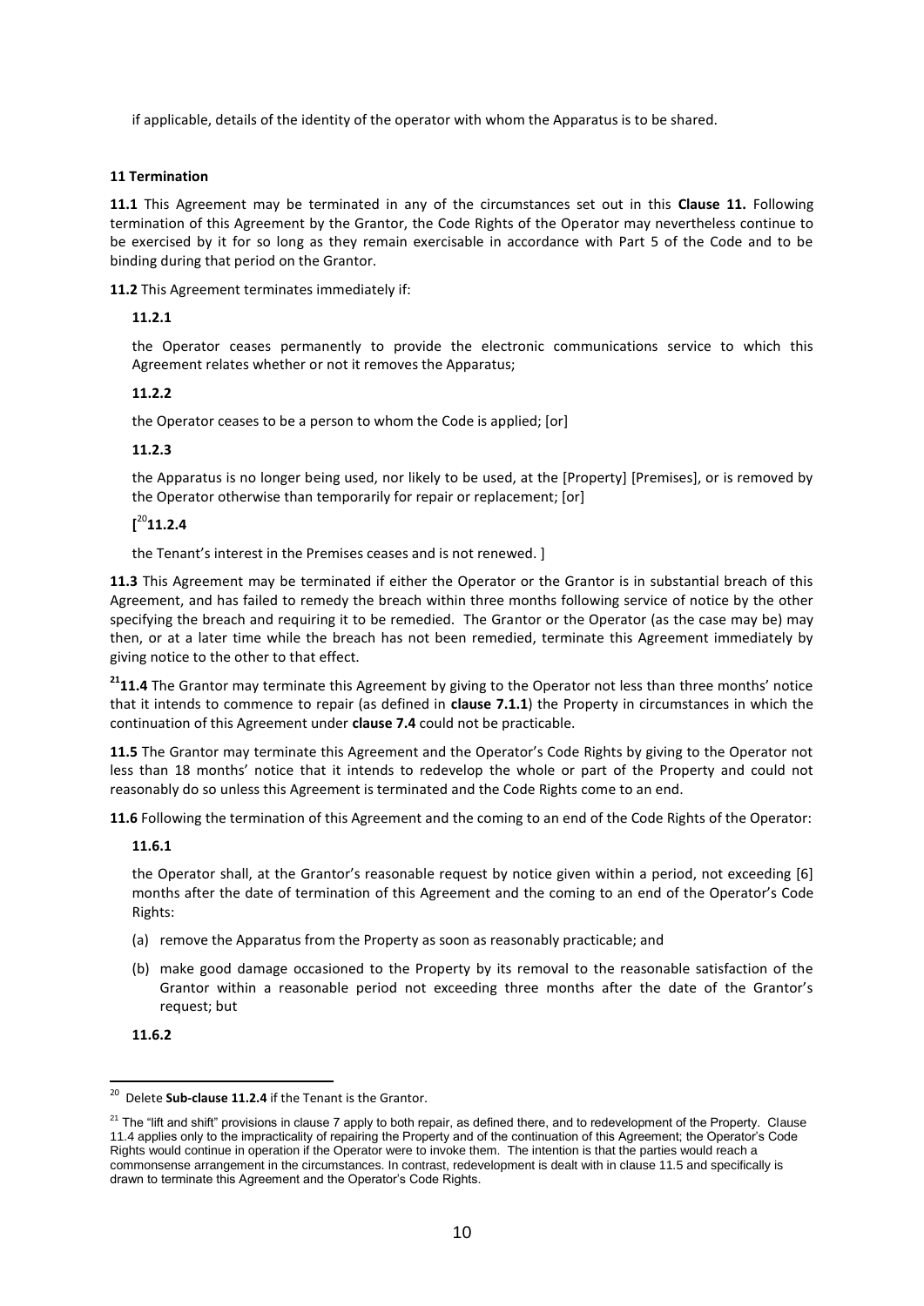if applicable, details of the identity of the operator with whom the Apparatus is to be shared.

**11 Termination**

**11.1** This Agreement may be terminated in any of the circumstances set out in this **Clause 11.** Following termination of this Agreement by the Grantor, the Code Rights of the Operator may nevertheless continue to be exercised by it for so long as they remain exercisable in accordance with Part 5 of the Code and to be binding during that period on the Grantor.

**11.2** This Agreement terminates immediately if:

**11.2.1**

the Operator ceases permanently to provide the electronic communications service to which this Agreement relates whether or not it removes the Apparatus;

**11.2.2**

the Operator ceases to be a person to whom the Code is applied; [or]

**11.2.3**

the Apparatus is no longer being used, nor likely to be used, at the [Property] [Premises], or is removed by the Operator otherwise than temporarily for repair or replacement; [or]

**[**[20]**11.2.4**

the Tenant's interest in the Premises ceases and is not renewed. ]

**11.3** This Agreement may be terminated if either the Operator or the Grantor is in substantial breach of this Agreement, and has failed to remedy the breach within three months following service of notice by the other specifying the breach and requiring it to be remedied. The Grantor or the Operator (as the case may be) may then, or at a later time while the breach has not been remedied, terminate this Agreement immediately by giving notice to the other to that effect.

[21]**11.4** The Grantor may terminate this Agreement by giving to the Operator not less than three months' notice that it intends to commence to repair (as defined in **clause 7.1.1**) the Property in circumstances in which the continuation of this Agreement under **clause 7.4** could not be practicable.

**11.5** The Grantor may terminate this Agreement and the Operator's Code Rights by giving to the Operator not less than 18 months' notice that it intends to redevelop the whole or part of the Property and could not reasonably do so unless this Agreement is terminated and the Code Rights come to an end.

**11.6** Following the termination of this Agreement and the coming to an end of the Code Rights of the Operator:

**11.6.1**

the Operator shall, at the Grantor's reasonable request by notice given within a period, not exceeding [6] months after the date of termination of this Agreement and the coming to an end of the Operator's Code Rights:

(a) remove the Apparatus from the Property as soon as reasonably practicable; and

(b) make good damage occasioned to the Property by its removal to the reasonable satisfaction of the Grantor within a reasonable period not exceeding three months after the date of the Grantor's request; but

**11.6.2**

---

[20] Delete **Sub-clause 11.2.4** if the Tenant is the Grantor.

[21] The "lift and shift" provisions in clause 7 apply to both repair, as defined there, and to redevelopment of the Property. Clause 11.4 applies only to the impracticality of repairing the Property and of the continuation of this Agreement; the Operator's Code Rights would continue in operation if the Operator were to invoke them. The intention is that the parties would reach a commonsense arrangement in the circumstances. In contrast, redevelopment is dealt with in clause 11.5 and specifically is drawn to terminate this Agreement and the Operator's Code Rights.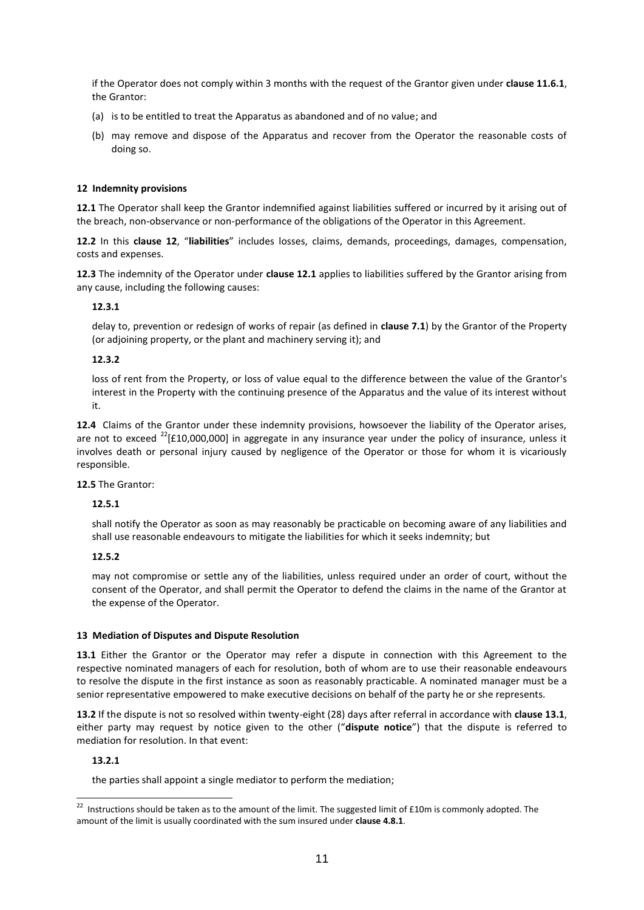if the Operator does not comply within 3 months with the request of the Grantor given under **clause 11.6.1**, the Grantor:

(a) is to be entitled to treat the Apparatus as abandoned and of no value; and

(b) may remove and dispose of the Apparatus and recover from the Operator the reasonable costs of doing so.

**12 Indemnity provisions**

**12.1** The Operator shall keep the Grantor indemnified against liabilities suffered or incurred by it arising out of the breach, non-observance or non-performance of the obligations of the Operator in this Agreement.

**12.2** In this **clause 12**, "**liabilities**" includes losses, claims, demands, proceedings, damages, compensation, costs and expenses.

**12.3** The indemnity of the Operator under **clause 12.1** applies to liabilities suffered by the Grantor arising from any cause, including the following causes:

**12.3.1**

delay to, prevention or redesign of works of repair (as defined in **clause 7.1**) by the Grantor of the Property (or adjoining property, or the plant and machinery serving it); and

**12.3.2**

loss of rent from the Property, or loss of value equal to the difference between the value of the Grantor's interest in the Property with the continuing presence of the Apparatus and the value of its interest without it.

**12.4** Claims of the Grantor under these indemnity provisions, howsoever the liability of the Operator arises, are not to exceed [22][£10,000,000] in aggregate in any insurance year under the policy of insurance, unless it involves death or personal injury caused by negligence of the Operator or those for whom it is vicariously responsible.

**12.5** The Grantor:

**12.5.1**

shall notify the Operator as soon as may reasonably be practicable on becoming aware of any liabilities and shall use reasonable endeavours to mitigate the liabilities for which it seeks indemnity; but

**12.5.2**

may not compromise or settle any of the liabilities, unless required under an order of court, without the consent of the Operator, and shall permit the Operator to defend the claims in the name of the Grantor at the expense of the Operator.

**13 Mediation of Disputes and Dispute Resolution**

**13.1** Either the Grantor or the Operator may refer a dispute in connection with this Agreement to the respective nominated managers of each for resolution, both of whom are to use their reasonable endeavours to resolve the dispute in the first instance as soon as reasonably practicable. A nominated manager must be a senior representative empowered to make executive decisions on behalf of the party he or she represents.

**13.2** If the dispute is not so resolved within twenty-eight (28) days after referral in accordance with **clause 13.1**, either party may request by notice given to the other ("**dispute notice**") that the dispute is referred to mediation for resolution. In that event:

**13.2.1**

the parties shall appoint a single mediator to perform the mediation;

---

[22] Instructions should be taken as to the amount of the limit. The suggested limit of £10m is commonly adopted. The amount of the limit is usually coordinated with the sum insured under **clause 4.8.1**.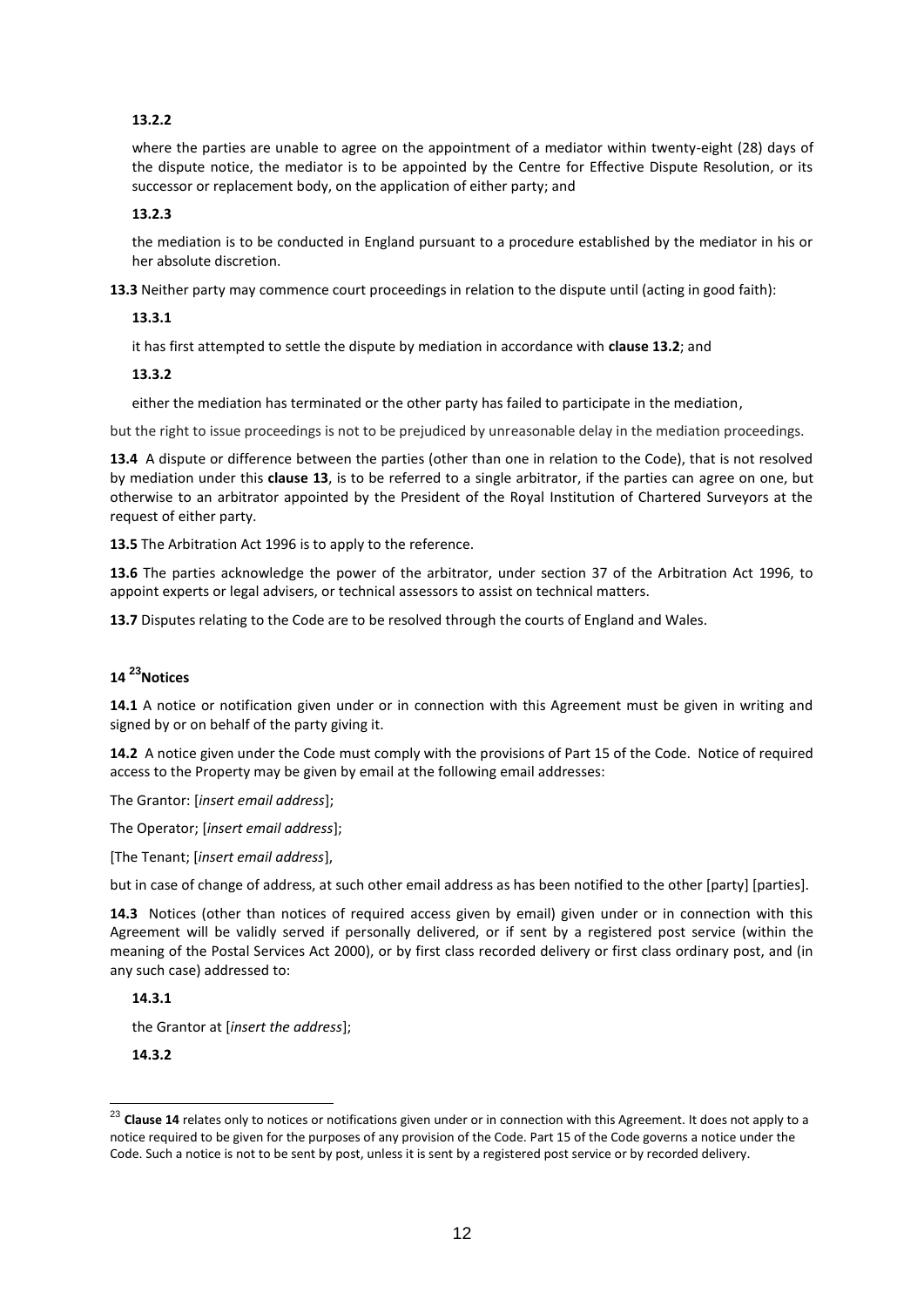**13.2.2**

where the parties are unable to agree on the appointment of a mediator within twenty-eight (28) days of the dispute notice, the mediator is to be appointed by the Centre for Effective Dispute Resolution, or its successor or replacement body, on the application of either party; and

**13.2.3**

the mediation is to be conducted in England pursuant to a procedure established by the mediator in his or her absolute discretion.

**13.3** Neither party may commence court proceedings in relation to the dispute until (acting in good faith):

**13.3.1**

it has first attempted to settle the dispute by mediation in accordance with **clause 13.2**; and

**13.3.2**

either the mediation has terminated or the other party has failed to participate in the mediation,

but the right to issue proceedings is not to be prejudiced by unreasonable delay in the mediation proceedings.

**13.4** A dispute or difference between the parties (other than one in relation to the Code), that is not resolved by mediation under this **clause 13**, is to be referred to a single arbitrator, if the parties can agree on one, but otherwise to an arbitrator appointed by the President of the Royal Institution of Chartered Surveyors at the request of either party.

**13.5** The Arbitration Act 1996 is to apply to the reference.

**13.6** The parties acknowledge the power of the arbitrator, under section 37 of the Arbitration Act 1996, to appoint experts or legal advisers, or technical assessors to assist on technical matters.

**13.7** Disputes relating to the Code are to be resolved through the courts of England and Wales.

## 14 [23]Notices

**14.1** A notice or notification given under or in connection with this Agreement must be given in writing and signed by or on behalf of the party giving it.

**14.2** A notice given under the Code must comply with the provisions of Part 15 of the Code. Notice of required access to the Property may be given by email at the following email addresses:

The Grantor: [*insert email address*];

The Operator; [*insert email address*];

[The Tenant; [*insert email address*],

but in case of change of address, at such other email address as has been notified to the other [party] [parties].

**14.3** Notices (other than notices of required access given by email) given under or in connection with this Agreement will be validly served if personally delivered, or if sent by a registered post service (within the meaning of the Postal Services Act 2000), or by first class recorded delivery or first class ordinary post, and (in any such case) addressed to:

**14.3.1**

the Grantor at [*insert the address*];

**14.3.2**

[23] **Clause 14** relates only to notices or notifications given under or in connection with this Agreement. It does not apply to a notice required to be given for the purposes of any provision of the Code. Part 15 of the Code governs a notice under the Code. Such a notice is not to be sent by post, unless it is sent by a registered post service or by recorded delivery.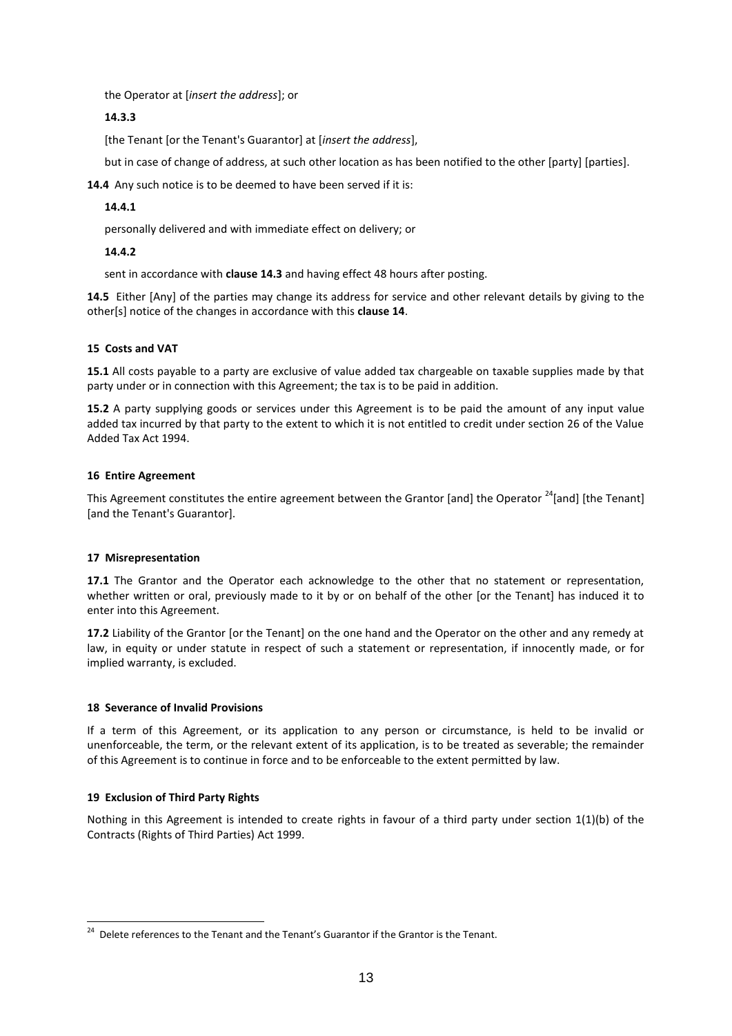the Operator at [*insert the address*]; or

**14.3.3**

[the Tenant [or the Tenant's Guarantor] at [*insert the address*],

but in case of change of address, at such other location as has been notified to the other [party] [parties].

**14.4** Any such notice is to be deemed to have been served if it is:

**14.4.1**

personally delivered and with immediate effect on delivery; or

**14.4.2**

sent in accordance with **clause 14.3** and having effect 48 hours after posting.

**14.5** Either [Any] of the parties may change its address for service and other relevant details by giving to the other[s] notice of the changes in accordance with this **clause 14**.

**15 Costs and VAT**

**15.1** All costs payable to a party are exclusive of value added tax chargeable on taxable supplies made by that party under or in connection with this Agreement; the tax is to be paid in addition.

**15.2** A party supplying goods or services under this Agreement is to be paid the amount of any input value added tax incurred by that party to the extent to which it is not entitled to credit under section 26 of the Value Added Tax Act 1994.

**16 Entire Agreement**

This Agreement constitutes the entire agreement between the Grantor [and] the Operator [24][and] [the Tenant] [and the Tenant's Guarantor].

**17 Misrepresentation**

**17.1** The Grantor and the Operator each acknowledge to the other that no statement or representation, whether written or oral, previously made to it by or on behalf of the other [or the Tenant] has induced it to enter into this Agreement.

**17.2** Liability of the Grantor [or the Tenant] on the one hand and the Operator on the other and any remedy at law, in equity or under statute in respect of such a statement or representation, if innocently made, or for implied warranty, is excluded.

**18 Severance of Invalid Provisions**

If a term of this Agreement, or its application to any person or circumstance, is held to be invalid or unenforceable, the term, or the relevant extent of its application, is to be treated as severable; the remainder of this Agreement is to continue in force and to be enforceable to the extent permitted by law.

**19 Exclusion of Third Party Rights**

Nothing in this Agreement is intended to create rights in favour of a third party under section 1(1)(b) of the Contracts (Rights of Third Parties) Act 1999.

---

[24] Delete references to the Tenant and the Tenant's Guarantor if the Grantor is the Tenant.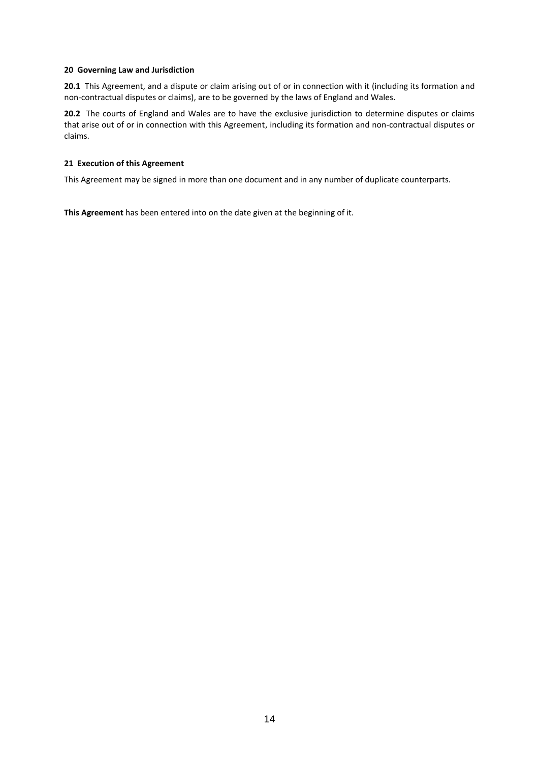**20 Governing Law and Jurisdiction**

**20.1** This Agreement, and a dispute or claim arising out of or in connection with it (including its formation and non-contractual disputes or claims), are to be governed by the laws of England and Wales.

**20.2** The courts of England and Wales are to have the exclusive jurisdiction to determine disputes or claims that arise out of or in connection with this Agreement, including its formation and non-contractual disputes or claims.

**21 Execution of this Agreement**

This Agreement may be signed in more than one document and in any number of duplicate counterparts.

**This Agreement** has been entered into on the date given at the beginning of it.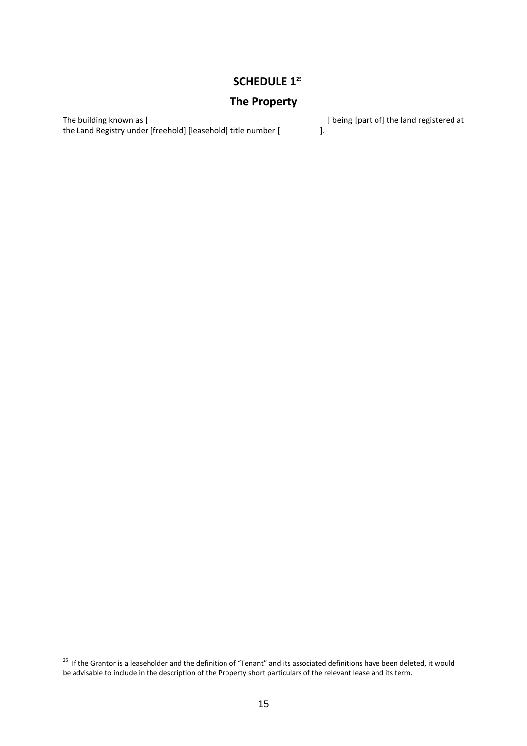# SCHEDULE 1[25]

## The Property

The building known as [ ] being [part of] the land registered at the Land Registry under [freehold] [leasehold] title number [ ].

[25] If the Grantor is a leaseholder and the definition of "Tenant" and its associated definitions have been deleted, it would be advisable to include in the description of the Property short particulars of the relevant lease and its term.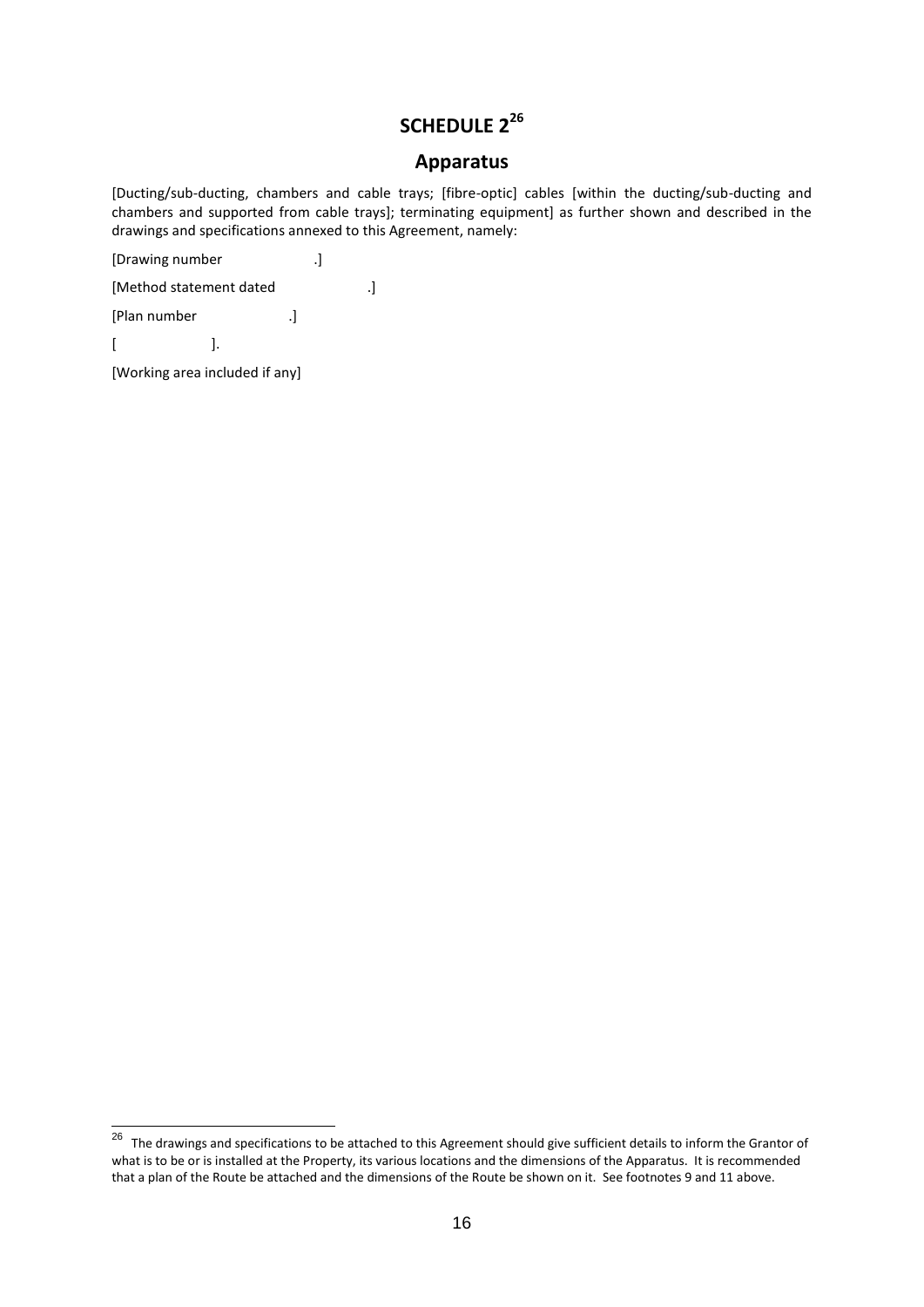# SCHEDULE 2[26]

## Apparatus

[Ducting/sub-ducting, chambers and cable trays; [fibre-optic] cables [within the ducting/sub-ducting and chambers and supported from cable trays]; terminating equipment] as further shown and described in the drawings and specifications annexed to this Agreement, namely:

[Drawing number .]

[Method statement dated .]

[Plan number .]

[ ].

[Working area included if any]

---

[26] The drawings and specifications to be attached to this Agreement should give sufficient details to inform the Grantor of what is to be or is installed at the Property, its various locations and the dimensions of the Apparatus. It is recommended that a plan of the Route be attached and the dimensions of the Route be shown on it. See footnotes 9 and 11 above.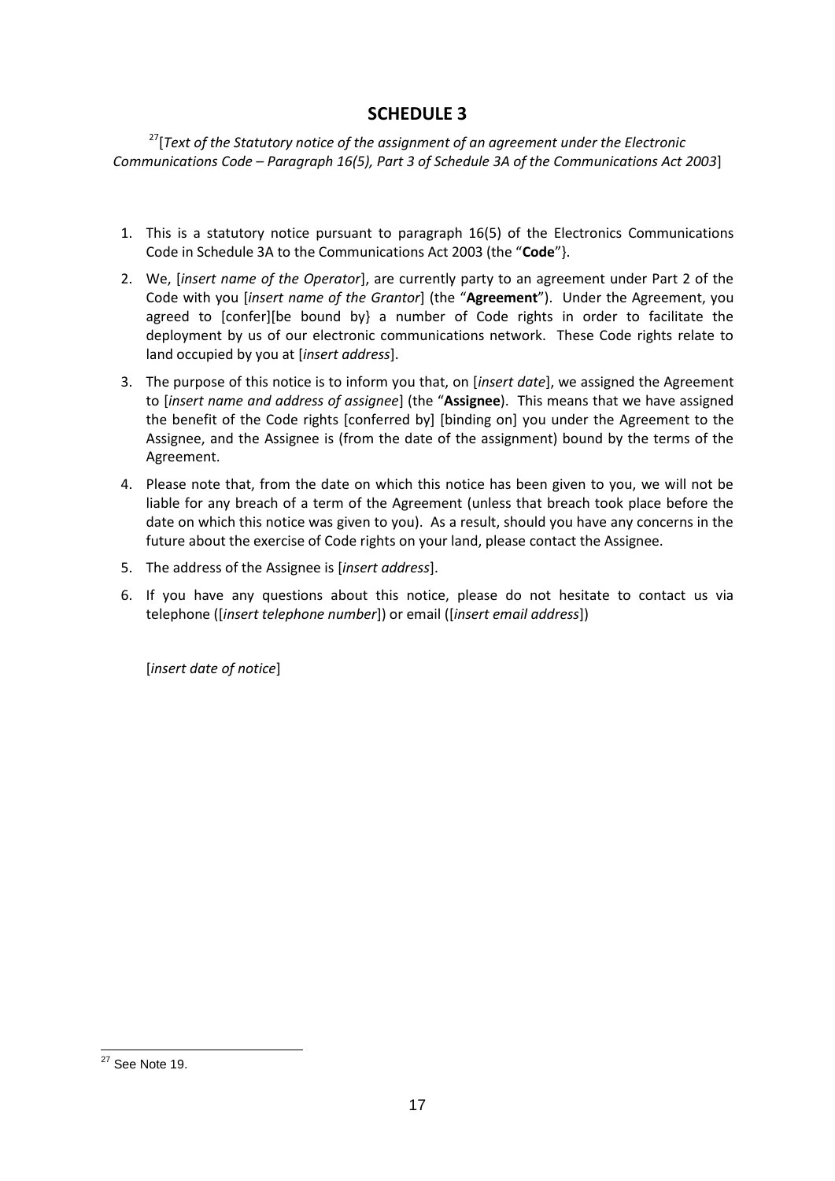## SCHEDULE 3

[27][*Text of the Statutory notice of the assignment of an agreement under the Electronic Communications Code – Paragraph 16(5), Part 3 of Schedule 3A of the Communications Act 2003*]

1. This is a statutory notice pursuant to paragraph 16(5) of the Electronics Communications Code in Schedule 3A to the Communications Act 2003 (the "**Code**"}.
2. We, [*insert name of the Operator*], are currently party to an agreement under Part 2 of the Code with you [*insert name of the Grantor*] (the "**Agreement**"). Under the Agreement, you agreed to [confer][be bound by} a number of Code rights in order to facilitate the deployment by us of our electronic communications network. These Code rights relate to land occupied by you at [*insert address*].
3. The purpose of this notice is to inform you that, on [*insert date*], we assigned the Agreement to [*insert name and address of assignee*] (the "**Assignee**). This means that we have assigned the benefit of the Code rights [conferred by] [binding on] you under the Agreement to the Assignee, and the Assignee is (from the date of the assignment) bound by the terms of the Agreement.
4. Please note that, from the date on which this notice has been given to you, we will not be liable for any breach of a term of the Agreement (unless that breach took place before the date on which this notice was given to you). As a result, should you have any concerns in the future about the exercise of Code rights on your land, please contact the Assignee.
5. The address of the Assignee is [*insert address*].
6. If you have any questions about this notice, please do not hesitate to contact us via telephone ([*insert telephone number*]) or email ([*insert email address*])

[*insert date of notice*]

---

[27] See Note 19.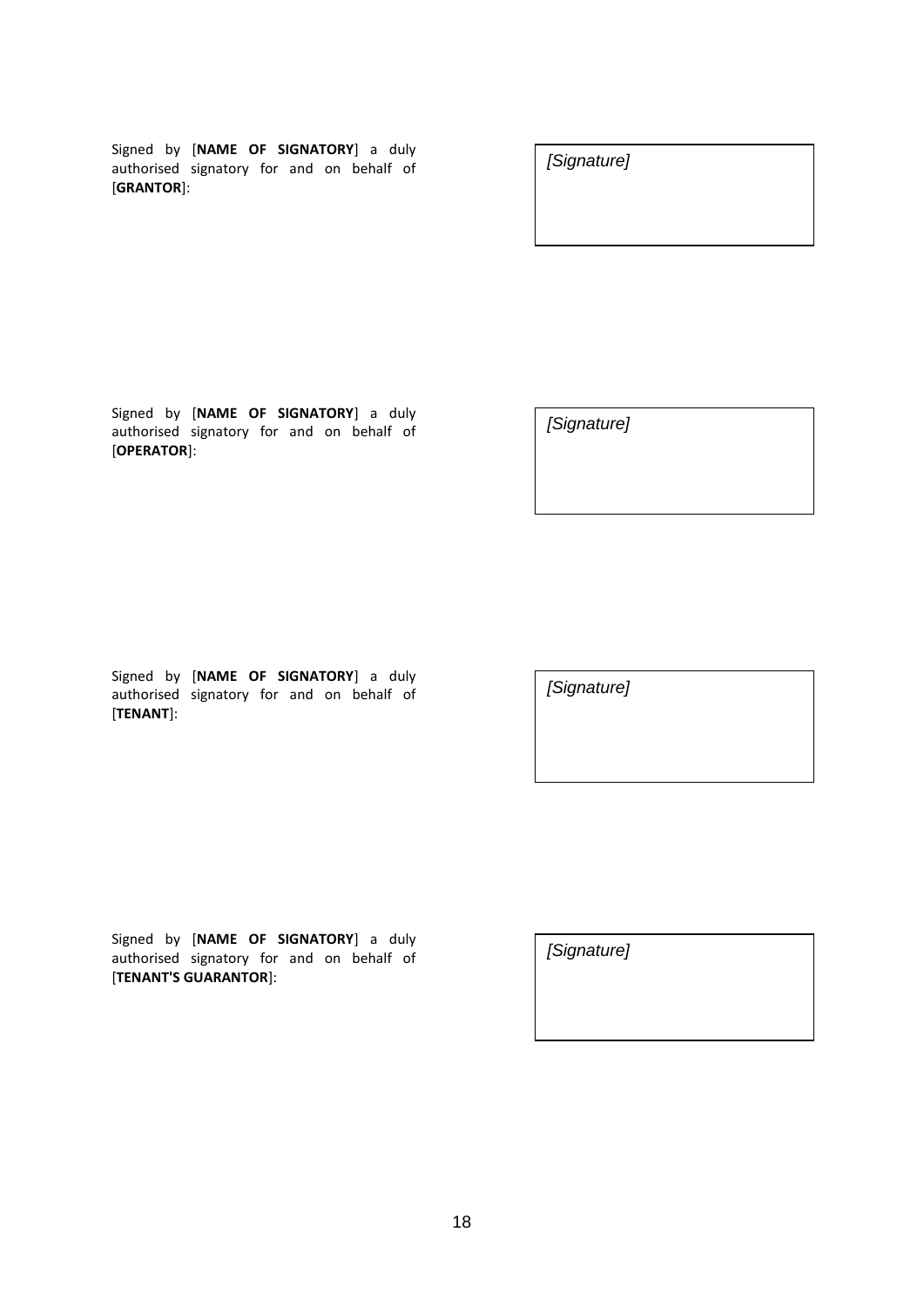Signed by [**NAME OF SIGNATORY**] a duly authorised signatory for and on behalf of [**GRANTOR**]:

*[Signature]*

Signed by [**NAME OF SIGNATORY**] a duly authorised signatory for and on behalf of [**OPERATOR**]:

*[Signature]*

Signed by [**NAME OF SIGNATORY**] a duly authorised signatory for and on behalf of [**TENANT**]:

*[Signature]*

Signed by [**NAME OF SIGNATORY**] a duly authorised signatory for and on behalf of [**TENANT'S GUARANTOR**]:

*[Signature]*